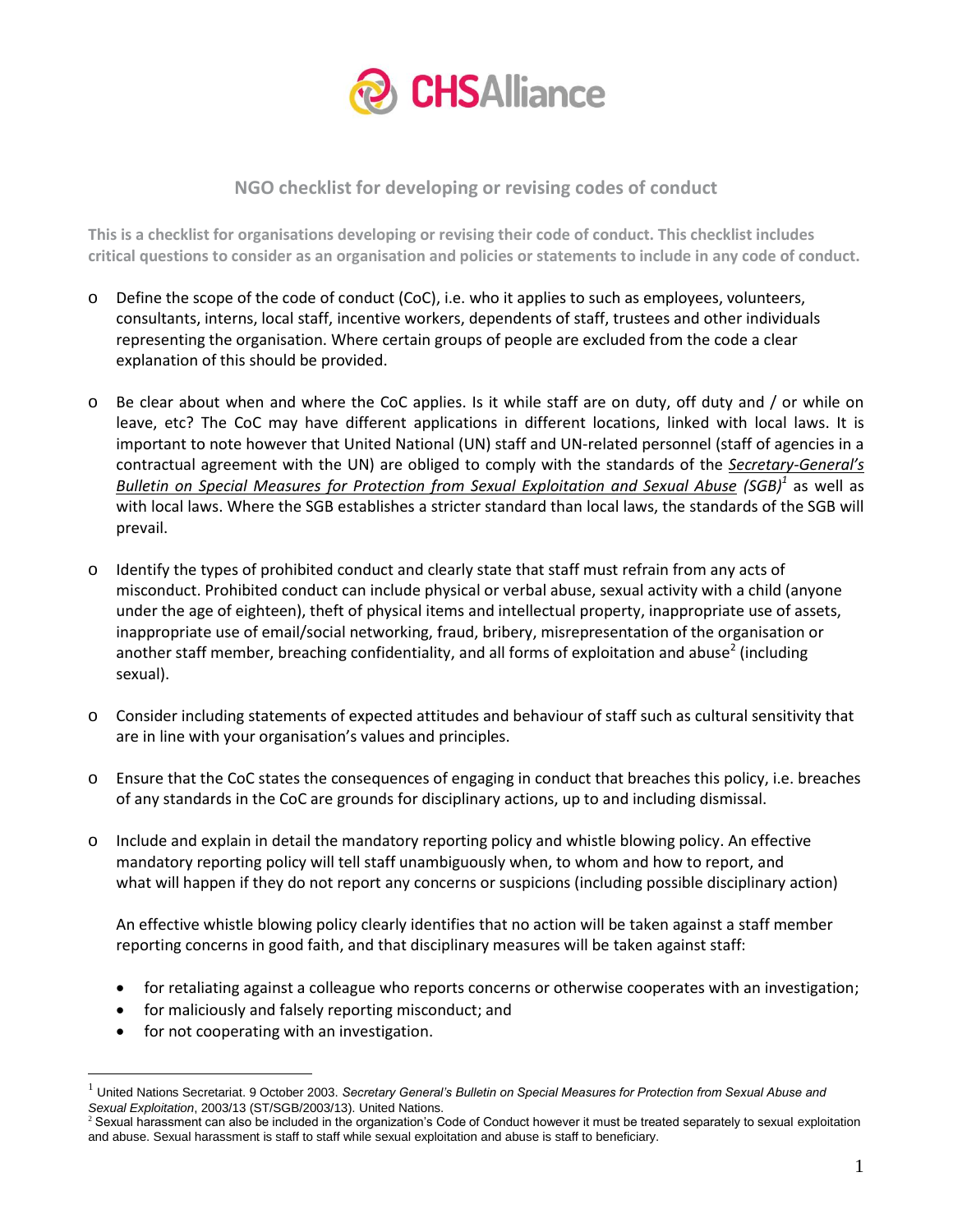CHSAlliance

## NGO checklist for developing or revising codes of conduct

**This is a checklist for organisations developing or revising their code of conduct. This checklist includes critical questions to consider as an organisation and policies or statements to include in any code of conduct.**

- Define the scope of the code of conduct (CoC), i.e. who it applies to such as employees, volunteers, consultants, interns, local staff, incentive workers, dependents of staff, trustees and other individuals representing the organisation. Where certain groups of people are excluded from the code a clear explanation of this should be provided.

- Be clear about when and where the CoC applies. Is it while staff are on duty, off duty and / or while on leave, etc? The CoC may have different applications in different locations, linked with local laws. It is important to note however that United National (UN) staff and UN-related personnel (staff of agencies in a contractual agreement with the UN) are obliged to comply with the standards of the *Secretary-General's Bulletin on Special Measures for Protection from Sexual Exploitation and Sexual Abuse* (SGB)[1] as well as with local laws. Where the SGB establishes a stricter standard than local laws, the standards of the SGB will prevail.

- Identify the types of prohibited conduct and clearly state that staff must refrain from any acts of misconduct. Prohibited conduct can include physical or verbal abuse, sexual activity with a child (anyone under the age of eighteen), theft of physical items and intellectual property, inappropriate use of assets, inappropriate use of email/social networking, fraud, bribery, misrepresentation of the organisation or another staff member, breaching confidentiality, and all forms of exploitation and abuse[2] (including sexual).

- Consider including statements of expected attitudes and behaviour of staff such as cultural sensitivity that are in line with your organisation's values and principles.

- Ensure that the CoC states the consequences of engaging in conduct that breaches this policy, i.e. breaches of any standards in the CoC are grounds for disciplinary actions, up to and including dismissal.

- Include and explain in detail the mandatory reporting policy and whistle blowing policy. An effective mandatory reporting policy will tell staff unambiguously when, to whom and how to report, and what will happen if they do not report any concerns or suspicions (including possible disciplinary action)

  An effective whistle blowing policy clearly identifies that no action will be taken against a staff member reporting concerns in good faith, and that disciplinary measures will be taken against staff:

  - for retaliating against a colleague who reports concerns or otherwise cooperates with an investigation;
  - for maliciously and falsely reporting misconduct; and
  - for not cooperating with an investigation.

---

[1] United Nations Secretariat. 9 October 2003. *Secretary General's Bulletin on Special Measures for Protection from Sexual Abuse and Sexual Exploitation*, 2003/13 (ST/SGB/2003/13). United Nations.

[2] Sexual harassment can also be included in the organization's Code of Conduct however it must be treated separately to sexual exploitation and abuse. Sexual harassment is staff to staff while sexual exploitation and abuse is staff to beneficiary.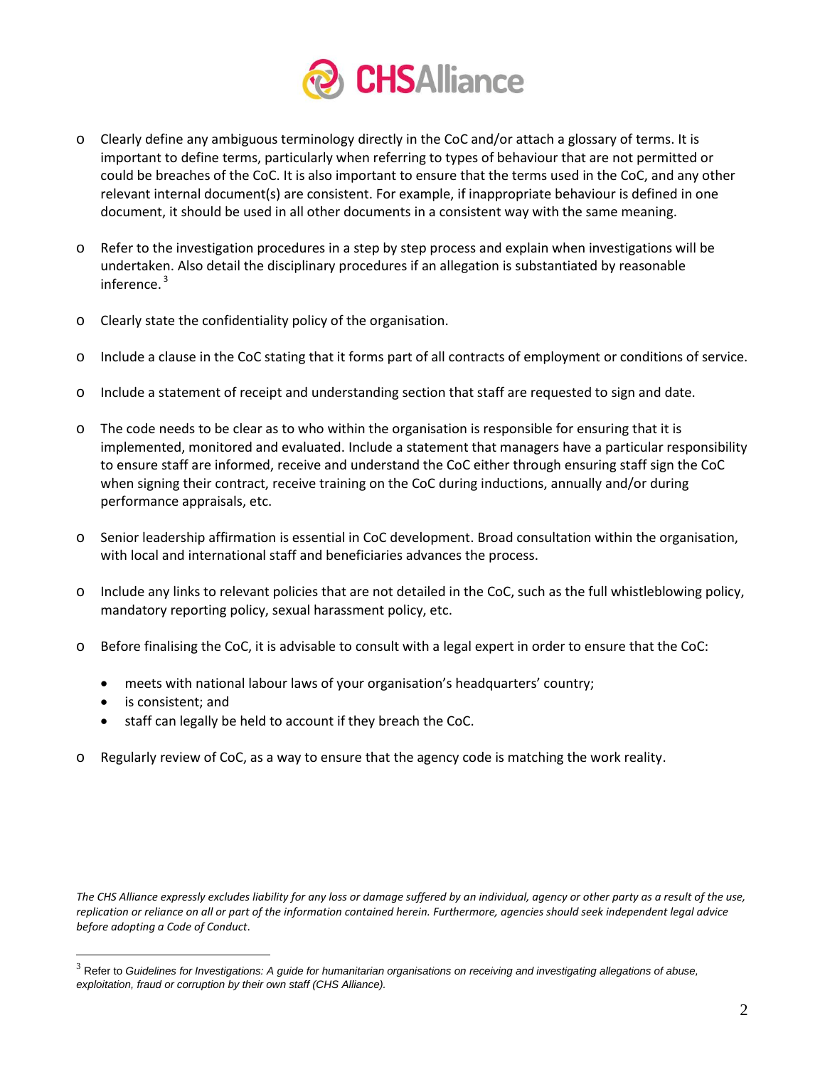- Clearly define any ambiguous terminology directly in the CoC and/or attach a glossary of terms. It is important to define terms, particularly when referring to types of behaviour that are not permitted or could be breaches of the CoC. It is also important to ensure that the terms used in the CoC, and any other relevant internal document(s) are consistent. For example, if inappropriate behaviour is defined in one document, it should be used in all other documents in a consistent way with the same meaning.

- Refer to the investigation procedures in a step by step process and explain when investigations will be undertaken. Also detail the disciplinary procedures if an allegation is substantiated by reasonable inference.[3]

- Clearly state the confidentiality policy of the organisation.

- Include a clause in the CoC stating that it forms part of all contracts of employment or conditions of service.

- Include a statement of receipt and understanding section that staff are requested to sign and date.

- The code needs to be clear as to who within the organisation is responsible for ensuring that it is implemented, monitored and evaluated. Include a statement that managers have a particular responsibility to ensure staff are informed, receive and understand the CoC either through ensuring staff sign the CoC when signing their contract, receive training on the CoC during inductions, annually and/or during performance appraisals, etc.

- Senior leadership affirmation is essential in CoC development. Broad consultation within the organisation, with local and international staff and beneficiaries advances the process.

- Include any links to relevant policies that are not detailed in the CoC, such as the full whistleblowing policy, mandatory reporting policy, sexual harassment policy, etc.

- Before finalising the CoC, it is advisable to consult with a legal expert in order to ensure that the CoC:
  - meets with national labour laws of your organisation's headquarters' country;
  - is consistent; and
  - staff can legally be held to account if they breach the CoC.

- Regularly review of CoC, as a way to ensure that the agency code is matching the work reality.

*The CHS Alliance expressly excludes liability for any loss or damage suffered by an individual, agency or other party as a result of the use, replication or reliance on all or part of the information contained herein. Furthermore, agencies should seek independent legal advice before adopting a Code of Conduct.*

[3] Refer to *Guidelines for Investigations: A guide for humanitarian organisations on receiving and investigating allegations of abuse, exploitation, fraud or corruption by their own staff (CHS Alliance).*